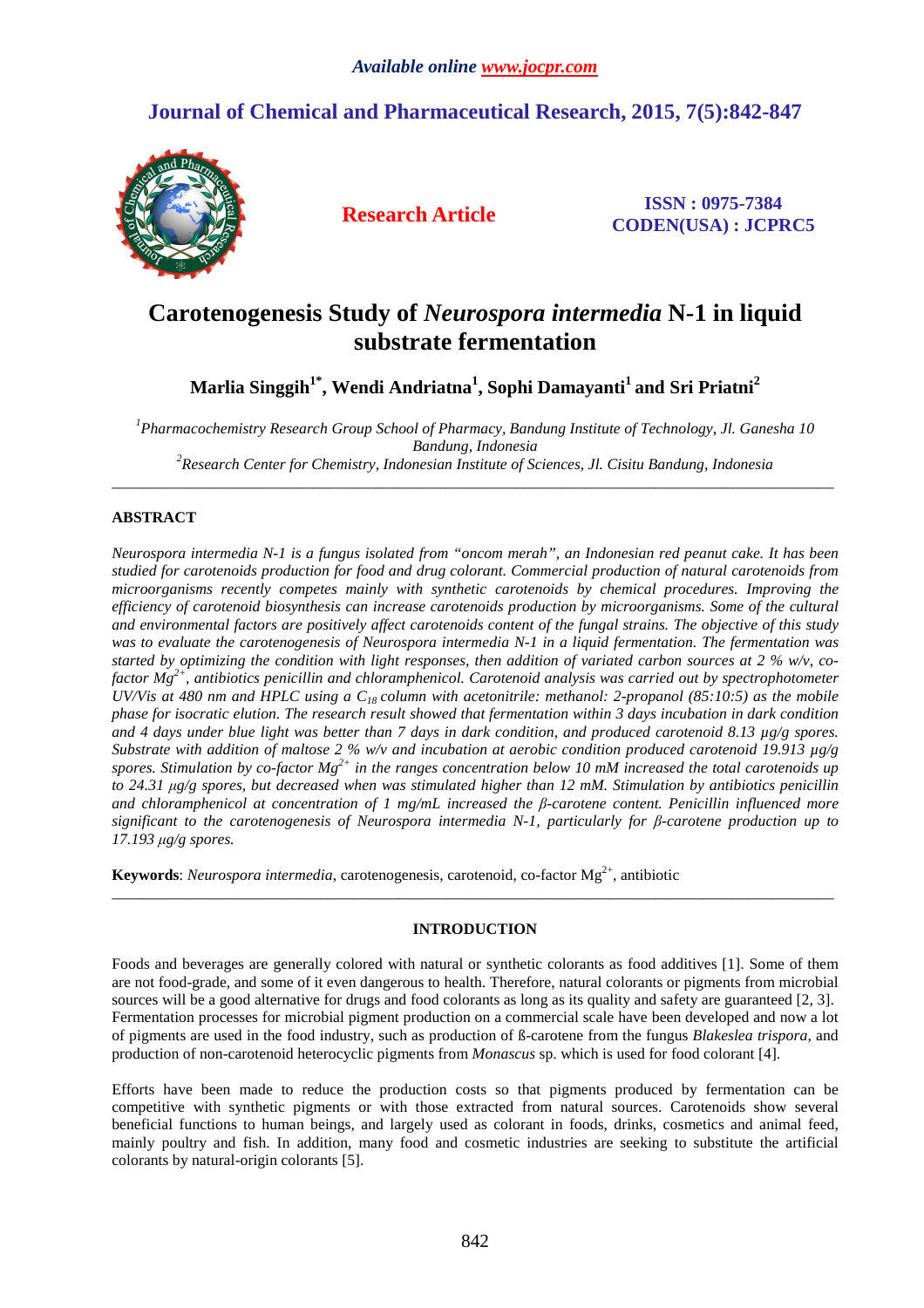*Available online www.jocpr.com*

# Journal of Chemical and Pharmaceutical Research, 2015, 7(5):842-847

**Research Article**

**ISSN : 0975-7384**
**CODEN(USA) : JCPRC5**

# Carotenogenesis Study of *Neurospora intermedia* N-1 in liquid substrate fermentation

**Marlia Singgih[1*], Wendi Andriatna[1], Sophi Damayanti[1] and Sri Priatni[2]**

*[1]Pharmacochemistry Research Group School of Pharmacy, Bandung Institute of Technology, Jl. Ganesha 10 Bandung, Indonesia*
*[2]Research Center for Chemistry, Indonesian Institute of Sciences, Jl. Cisitu Bandung, Indonesia*

---

## ABSTRACT

*Neurospora intermedia N-1 is a fungus isolated from "oncom merah", an Indonesian red peanut cake. It has been studied for carotenoids production for food and drug colorant. Commercial production of natural carotenoids from microorganisms recently competes mainly with synthetic carotenoids by chemical procedures. Improving the efficiency of carotenoid biosynthesis can increase carotenoids production by microorganisms. Some of the cultural and environmental factors are positively affect carotenoids content of the fungal strains. The objective of this study was to evaluate the carotenogenesis of Neurospora intermedia N-1 in a liquid fermentation. The fermentation was started by optimizing the condition with light responses, then addition of variated carbon sources at 2 % w/v, co-factor $Mg^{2+}$, antibiotics penicillin and chloramphenicol. Carotenoid analysis was carried out by spectrophotometer UV/Vis at 480 nm and HPLC using a $C_{18}$ column with acetonitrile: methanol: 2-propanol (85:10:5) as the mobile phase for isocratic elution. The research result showed that fermentation within 3 days incubation in dark condition and 4 days under blue light was better than 7 days in dark condition, and produced carotenoid 8.13 µg/g spores. Substrate with addition of maltose 2 % w/v and incubation at aerobic condition produced carotenoid 19.913 µg/g spores. Stimulation by co-factor $Mg^{2+}$ in the ranges concentration below 10 mM increased the total carotenoids up to 24.31 µg/g spores, but decreased when was stimulated higher than 12 mM. Stimulation by antibiotics penicillin and chloramphenicol at concentration of 1 mg/mL increased the β-carotene content. Penicillin influenced more significant to the carotenogenesis of Neurospora intermedia N-1, particularly for β-carotene production up to 17.193 µg/g spores.*

**Keywords**: *Neurospora intermedia*, carotenogenesis, carotenoid, co-factor $Mg^{2+}$, antibiotic

---

## INTRODUCTION

Foods and beverages are generally colored with natural or synthetic colorants as food additives [1]. Some of them are not food-grade, and some of it even dangerous to health. Therefore, natural colorants or pigments from microbial sources will be a good alternative for drugs and food colorants as long as its quality and safety are guaranteed [2, 3]. Fermentation processes for microbial pigment production on a commercial scale have been developed and now a lot of pigments are used in the food industry, such as production of ß-carotene from the fungus *Blakeslea trispora*, and production of non-carotenoid heterocyclic pigments from *Monascus* sp. which is used for food colorant [4].

Efforts have been made to reduce the production costs so that pigments produced by fermentation can be competitive with synthetic pigments or with those extracted from natural sources. Carotenoids show several beneficial functions to human beings, and largely used as colorant in foods, drinks, cosmetics and animal feed, mainly poultry and fish. In addition, many food and cosmetic industries are seeking to substitute the artificial colorants by natural-origin colorants [5].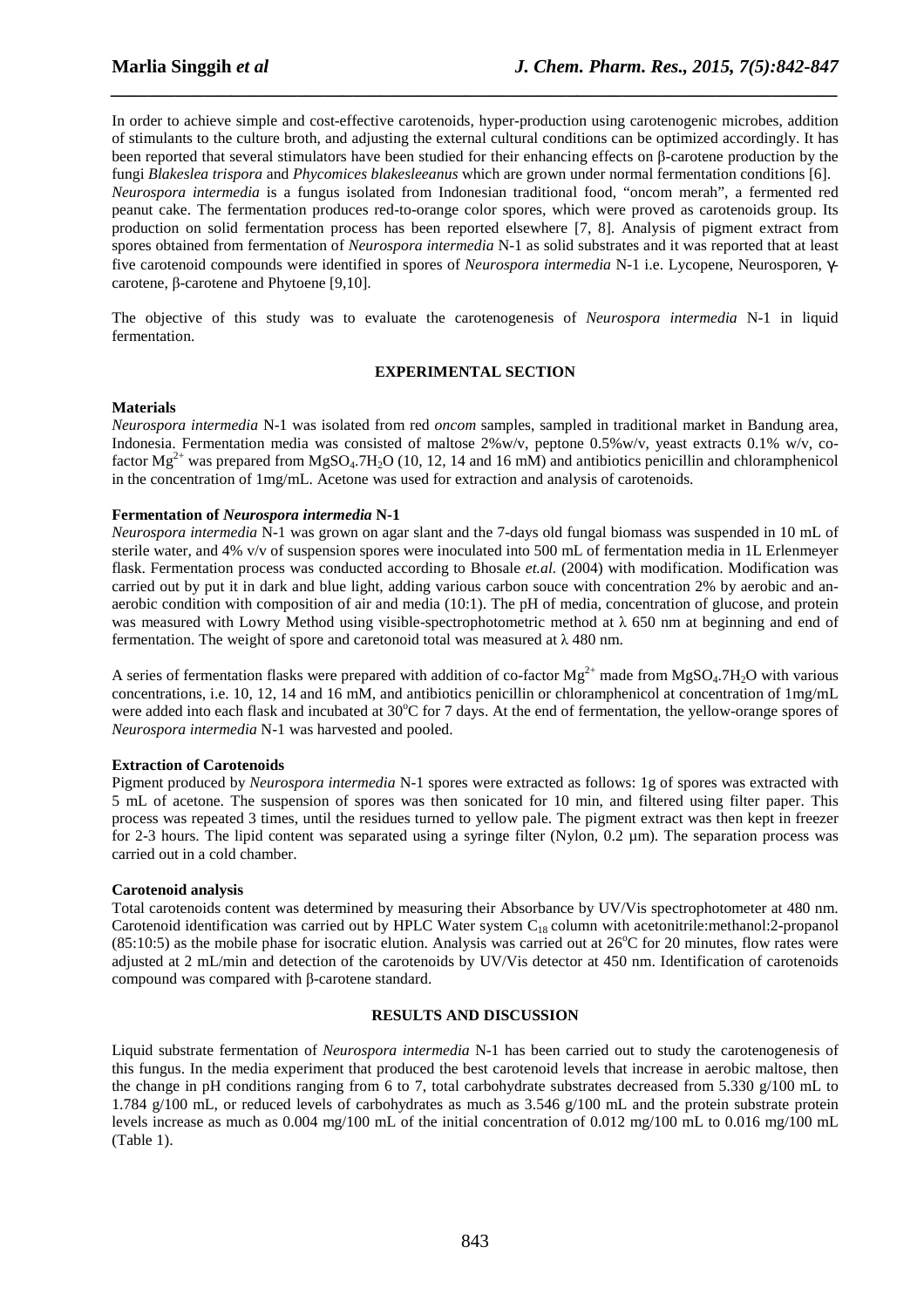In order to achieve simple and cost-effective carotenoids, hyper-production using carotenogenic microbes, addition of stimulants to the culture broth, and adjusting the external cultural conditions can be optimized accordingly. It has been reported that several stimulators have been studied for their enhancing effects on β-carotene production by the fungi *Blakeslea trispora* and *Phycomices blakesleeanus* which are grown under normal fermentation conditions [6]. *Neurospora intermedia* is a fungus isolated from Indonesian traditional food, "oncom merah", a fermented red peanut cake. The fermentation produces red-to-orange color spores, which were proved as carotenoids group. Its production on solid fermentation process has been reported elsewhere [7, 8]. Analysis of pigment extract from spores obtained from fermentation of *Neurospora intermedia* N-1 as solid substrates and it was reported that at least five carotenoid compounds were identified in spores of *Neurospora intermedia* N-1 i.e. Lycopene, Neurosporen, γ-carotene, β-carotene and Phytoene [9,10].

The objective of this study was to evaluate the carotenogenesis of *Neurospora intermedia* N-1 in liquid fermentation.

## EXPERIMENTAL SECTION

### Materials

*Neurospora intermedia* N-1 was isolated from red *oncom* samples, sampled in traditional market in Bandung area, Indonesia. Fermentation media was consisted of maltose 2%w/v, peptone 0.5%w/v, yeast extracts 0.1% w/v, co-factor $Mg^{2+}$ was prepared from $MgSO_4.7H_2O$ (10, 12, 14 and 16 mM) and antibiotics penicillin and chloramphenicol in the concentration of 1mg/mL. Acetone was used for extraction and analysis of carotenoids.

### Fermentation of *Neurospora intermedia* N-1

*Neurospora intermedia* N-1 was grown on agar slant and the 7-days old fungal biomass was suspended in 10 mL of sterile water, and 4% v/v of suspension spores were inoculated into 500 mL of fermentation media in 1L Erlenmeyer flask. Fermentation process was conducted according to Bhosale *et.al.* (2004) with modification. Modification was carried out by put it in dark and blue light, adding various carbon souce with concentration 2% by aerobic and an-aerobic condition with composition of air and media (10:1). The pH of media, concentration of glucose, and protein was measured with Lowry Method using visible-spectrophotometric method at λ 650 nm at beginning and end of fermentation. The weight of spore and caretonoid total was measured at λ 480 nm.

A series of fermentation flasks were prepared with addition of co-factor $Mg^{2+}$ made from $MgSO_4.7H_2O$ with various concentrations, i.e. 10, 12, 14 and 16 mM, and antibiotics penicillin or chloramphenicol at concentration of 1mg/mL were added into each flask and incubated at 30°C for 7 days. At the end of fermentation, the yellow-orange spores of *Neurospora intermedia* N-1 was harvested and pooled.

### Extraction of Carotenoids

Pigment produced by *Neurospora intermedia* N-1 spores were extracted as follows: 1g of spores was extracted with 5 mL of acetone. The suspension of spores was then sonicated for 10 min, and filtered using filter paper. This process was repeated 3 times, until the residues turned to yellow pale. The pigment extract was then kept in freezer for 2-3 hours. The lipid content was separated using a syringe filter (Nylon, 0.2 µm). The separation process was carried out in a cold chamber.

### Carotenoid analysis

Total carotenoids content was determined by measuring their Absorbance by UV/Vis spectrophotometer at 480 nm. Carotenoid identification was carried out by HPLC Water system $C_{18}$ column with acetonitrile:methanol:2-propanol (85:10:5) as the mobile phase for isocratic elution. Analysis was carried out at 26°C for 20 minutes, flow rates were adjusted at 2 mL/min and detection of the carotenoids by UV/Vis detector at 450 nm. Identification of carotenoids compound was compared with β-carotene standard.

## RESULTS AND DISCUSSION

Liquid substrate fermentation of *Neurospora intermedia* N-1 has been carried out to study the carotenogenesis of this fungus. In the media experiment that produced the best carotenoid levels that increase in aerobic maltose, then the change in pH conditions ranging from 6 to 7, total carbohydrate substrates decreased from 5.330 g/100 mL to 1.784 g/100 mL, or reduced levels of carbohydrates as much as 3.546 g/100 mL and the protein substrate protein levels increase as much as 0.004 mg/100 mL of the initial concentration of 0.012 mg/100 mL to 0.016 mg/100 mL (Table 1).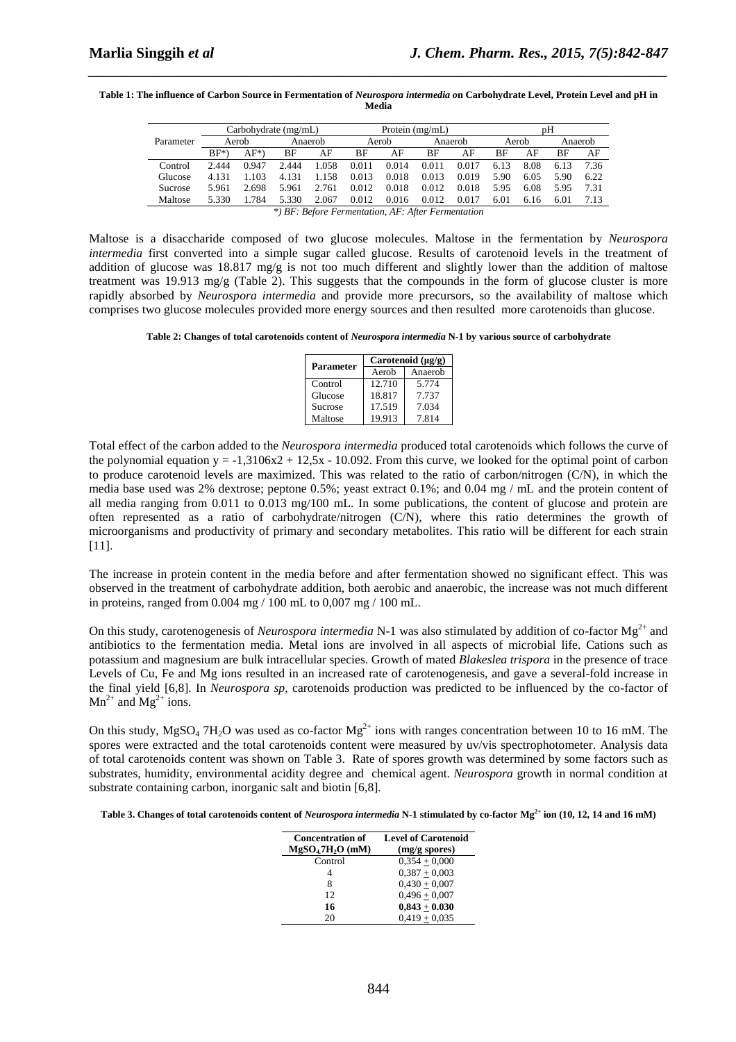**Table 1: The influence of Carbon Source in Fermentation of *Neurospora intermedia* on Carbohydrate Level, Protein Level and pH in Media**

| Parameter | Carbohydrate (mg/mL) | | | | Protein (mg/mL) | | | | pH | | | |
|---|---|---|---|---|---|---|---|---|---|---|---|---|
| | Aerob | | Anaerob | | Aerob | | Anaerob | | Aerob | | Anaerob | |
| | BF*) | AF*) | BF | AF | BF | AF | BF | AF | BF | AF | BF | AF |
| Control | 2.444 | 0.947 | 2.444 | 1.058 | 0.011 | 0.014 | 0.011 | 0.017 | 6.13 | 8.08 | 6.13 | 7.36 |
| Glucose | 4.131 | 1.103 | 4.131 | 1.158 | 0.013 | 0.018 | 0.013 | 0.019 | 5.90 | 6.05 | 5.90 | 6.22 |
| Sucrose | 5.961 | 2.698 | 5.961 | 2.761 | 0.012 | 0.018 | 0.012 | 0.018 | 5.95 | 6.08 | 5.95 | 7.31 |
| Maltose | 5.330 | 1.784 | 5.330 | 2.067 | 0.012 | 0.016 | 0.012 | 0.017 | 6.01 | 6.16 | 6.01 | 7.13 |

*\*) BF: Before Fermentation, AF: After Fermentation*

Maltose is a disaccharide composed of two glucose molecules. Maltose in the fermentation by *Neurospora intermedia* first converted into a simple sugar called glucose. Results of carotenoid levels in the treatment of addition of glucose was 18.817 mg/g is not too much different and slightly lower than the addition of maltose treatment was 19.913 mg/g (Table 2). This suggests that the compounds in the form of glucose cluster is more rapidly absorbed by *Neurospora intermedia* and provide more precursors, so the availability of maltose which comprises two glucose molecules provided more energy sources and then resulted more carotenoids than glucose.

**Table 2: Changes of total carotenoids content of *Neurospora intermedia* N-1 by various source of carbohydrate**

| Parameter | Carotenoid (μg/g) | |
|---|---|---|
| | Aerob | Anaerob |
| Control | 12.710 | 5.774 |
| Glucose | 18.817 | 7.737 |
| Sucrose | 17.519 | 7.034 |
| Maltose | 19.913 | 7.814 |

Total effect of the carbon added to the *Neurospora intermedia* produced total carotenoids which follows the curve of the polynomial equation $y = -1{,}3106x2 + 12{,}5x - 10.092$. From this curve, we looked for the optimal point of carbon to produce carotenoid levels are maximized. This was related to the ratio of carbon/nitrogen (C/N), in which the media base used was 2% dextrose; peptone 0.5%; yeast extract 0.1%; and 0.04 mg / mL and the protein content of all media ranging from 0.011 to 0.013 mg/100 mL. In some publications, the content of glucose and protein are often represented as a ratio of carbohydrate/nitrogen (C/N), where this ratio determines the growth of microorganisms and productivity of primary and secondary metabolites. This ratio will be different for each strain [11].

The increase in protein content in the media before and after fermentation showed no significant effect. This was observed in the treatment of carbohydrate addition, both aerobic and anaerobic, the increase was not much different in proteins, ranged from 0.004 mg / 100 mL to 0,007 mg / 100 mL.

On this study, carotenogenesis of *Neurospora intermedia* N-1 was also stimulated by addition of co-factor $Mg^{2+}$ and antibiotics to the fermentation media. Metal ions are involved in all aspects of microbial life. Cations such as potassium and magnesium are bulk intracellular species. Growth of mated *Blakeslea trispora* in the presence of trace Levels of Cu, Fe and Mg ions resulted in an increased rate of carotenogenesis, and gave a several-fold increase in the final yield [6,8]. In *Neurospora sp*, carotenoids production was predicted to be influenced by the co-factor of $Mn^{2+}$ and $Mg^{2+}$ ions.

On this study, $MgSO_4\ 7H_2O$ was used as co-factor $Mg^{2+}$ ions with ranges concentration between 10 to 16 mM. The spores were extracted and the total carotenoids content were measured by uv/vis spectrophotometer. Analysis data of total carotenoids content was shown on Table 3. Rate of spores growth was determined by some factors such as substrates, humidity, environmental acidity degree and chemical agent. *Neurospora* growth in normal condition at substrate containing carbon, inorganic salt and biotin [6,8].

**Table 3. Changes of total carotenoids content of *Neurospora intermedia* N-1 stimulated by co-factor $Mg^{2+}$ ion (10, 12, 14 and 16 mM)**

| Concentration of $MgSO_4.7H_2O$ (mM) | Level of Carotenoid (mg/g spores) |
|---|---|
| Control | 0,354 ± 0,000 |
| 4 | 0,387 ± 0,003 |
| 8 | 0,430 ± 0,007 |
| 12 | 0,496 ± 0,007 |
| **16** | **0,843 ± 0.030** |
| 20 | 0,419 ± 0,035 |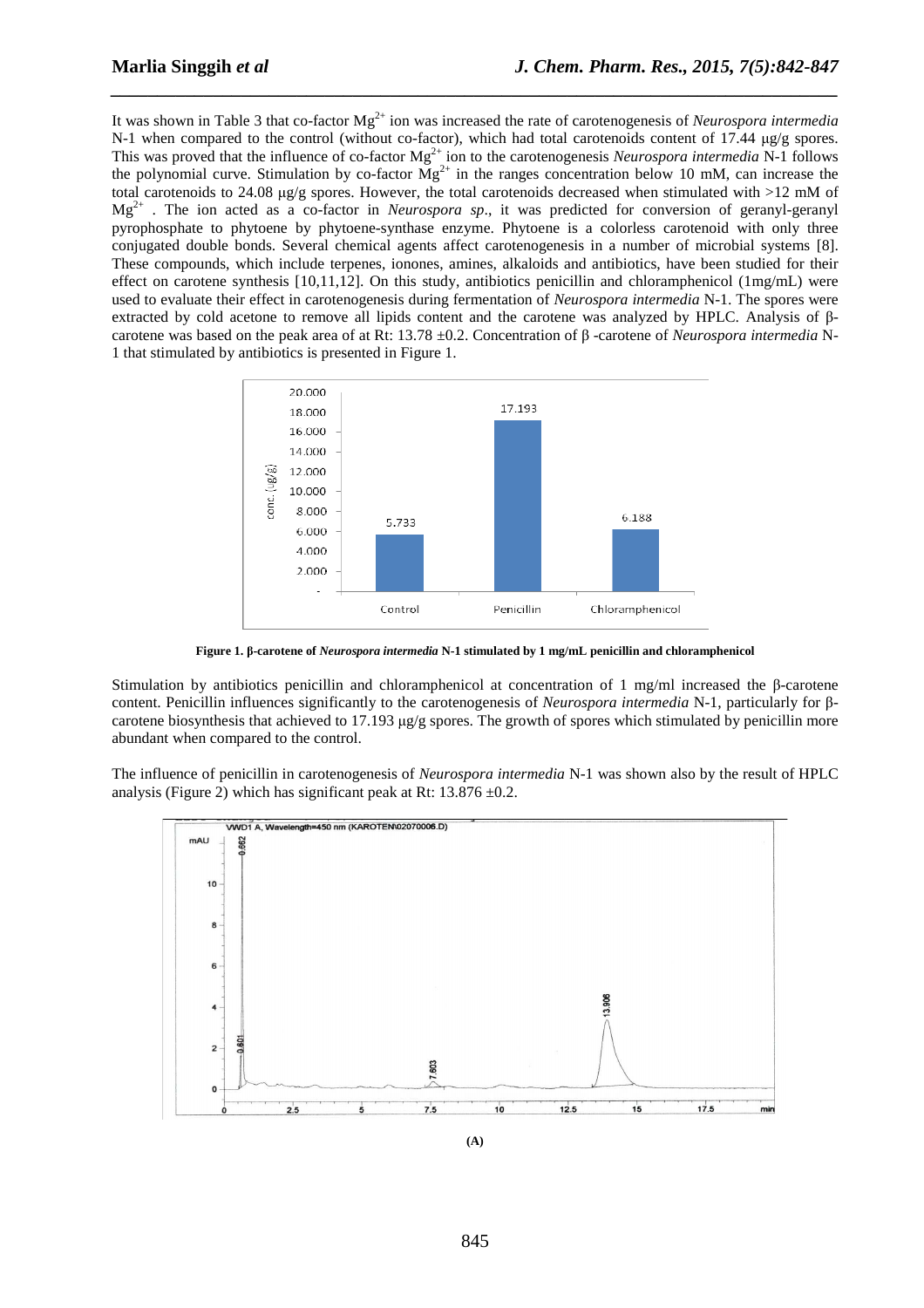It was shown in Table 3 that co-factor $Mg^{2+}$ ion was increased the rate of carotenogenesis of *Neurospora intermedia* N-1 when compared to the control (without co-factor), which had total carotenoids content of 17.44 μg/g spores. This was proved that the influence of co-factor $Mg^{2+}$ ion to the carotenogenesis *Neurospora intermedia* N-1 follows the polynomial curve. Stimulation by co-factor $Mg^{2+}$ in the ranges concentration below 10 mM, can increase the total carotenoids to 24.08 μg/g spores. However, the total carotenoids decreased when stimulated with >12 mM of $Mg^{2+}$ . The ion acted as a co-factor in *Neurospora sp*., it was predicted for conversion of geranyl-geranyl pyrophosphate to phytoene by phytoene-synthase enzyme. Phytoene is a colorless carotenoid with only three conjugated double bonds. Several chemical agents affect carotenogenesis in a number of microbial systems [8]. These compounds, which include terpenes, ionones, amines, alkaloids and antibiotics, have been studied for their effect on carotene synthesis [10,11,12]. On this study, antibiotics penicillin and chloramphenicol (1mg/mL) were used to evaluate their effect in carotenogenesis during fermentation of *Neurospora intermedia* N-1. The spores were extracted by cold acetone to remove all lipids content and the carotene was analyzed by HPLC. Analysis of β-carotene was based on the peak area of at Rt: 13.78 ±0.2. Concentration of β -carotene of *Neurospora intermedia* N-1 that stimulated by antibiotics is presented in Figure 1.

**Figure 1. β-carotene of *Neurospora intermedia* N-1 stimulated by 1 mg/mL penicillin and chloramphenicol**

Stimulation by antibiotics penicillin and chloramphenicol at concentration of 1 mg/ml increased the β-carotene content. Penicillin influences significantly to the carotenogenesis of *Neurospora intermedia* N-1, particularly for β-carotene biosynthesis that achieved to 17.193 μg/g spores. The growth of spores which stimulated by penicillin more abundant when compared to the control.

The influence of penicillin in carotenogenesis of *Neurospora intermedia* N-1 was shown also by the result of HPLC analysis (Figure 2) which has significant peak at Rt: 13.876 ±0.2.

**(A)**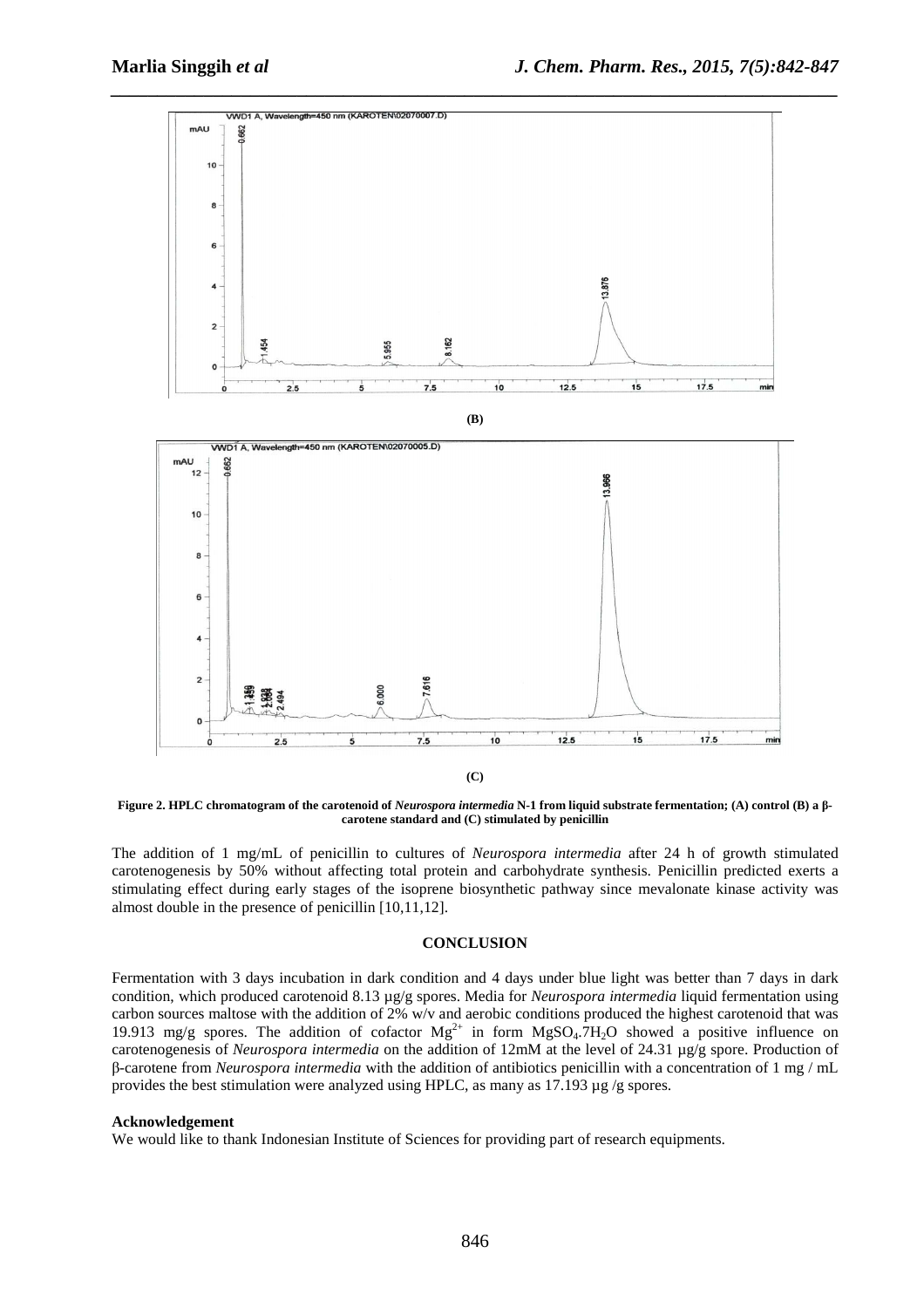(B)

(C)

**Figure 2. HPLC chromatogram of the carotenoid of *Neurospora intermedia* N-1 from liquid substrate fermentation; (A) control (B) a β-carotene standard and (C) stimulated by penicillin**

The addition of 1 mg/mL of penicillin to cultures of *Neurospora intermedia* after 24 h of growth stimulated carotenogenesis by 50% without affecting total protein and carbohydrate synthesis. Penicillin predicted exerts a stimulating effect during early stages of the isoprene biosynthetic pathway since mevalonate kinase activity was almost double in the presence of penicillin [10,11,12].

## CONCLUSION

Fermentation with 3 days incubation in dark condition and 4 days under blue light was better than 7 days in dark condition, which produced carotenoid 8.13 µg/g spores. Media for *Neurospora intermedia* liquid fermentation using carbon sources maltose with the addition of 2% w/v and aerobic conditions produced the highest carotenoid that was 19.913 mg/g spores. The addition of cofactor $Mg^{2+}$ in form $MgSO_4.7H_2O$ showed a positive influence on carotenogenesis of *Neurospora intermedia* on the addition of 12mM at the level of 24.31 µg/g spore. Production of β-carotene from *Neurospora intermedia* with the addition of antibiotics penicillin with a concentration of 1 mg / mL provides the best stimulation were analyzed using HPLC, as many as 17.193 µg /g spores.

**Acknowledgement**

We would like to thank Indonesian Institute of Sciences for providing part of research equipments.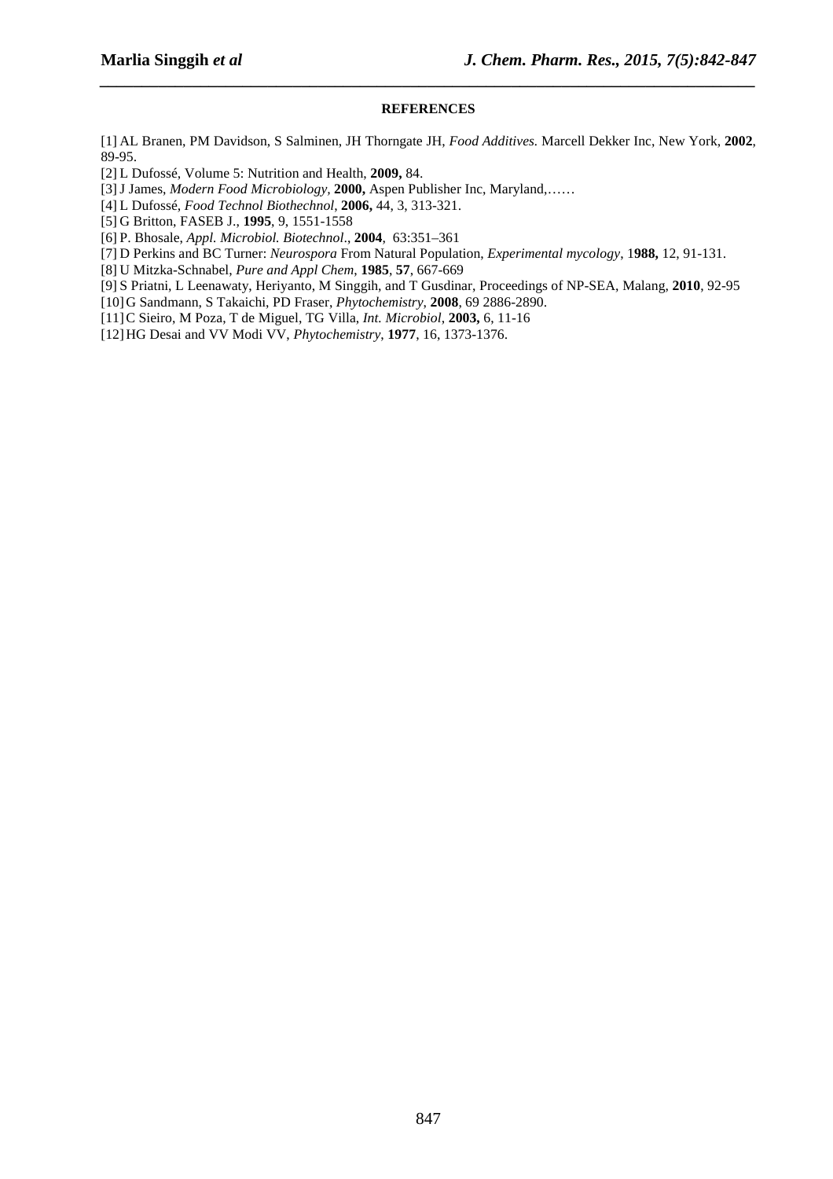**REFERENCES**

[1] AL Branen, PM Davidson, S Salminen, JH Thorngate JH, *Food Additives.* Marcell Dekker Inc, New York, **2002**, 89-95.

[2] L Dufossé, Volume 5: Nutrition and Health, **2009,** 84.

[3] J James, *Modern Food Microbiology*, **2000,** Aspen Publisher Inc, Maryland,……

[4] L Dufossé, *Food Technol Biothechnol*, **2006,** 44, 3, 313-321.

[5] G Britton, FASEB J., **1995**, 9, 1551-1558

[6] P. Bhosale, *Appl. Microbiol. Biotechnol*., **2004**, 63:351–361

[7] D Perkins and BC Turner: *Neurospora* From Natural Population, *Experimental mycology*, 1**988,** 12, 91-131.

[8] U Mitzka-Schnabel, *Pure and Appl Chem*, **1985**, **57**, 667-669

[9] S Priatni, L Leenawaty, Heriyanto, M Singgih, and T Gusdinar, Proceedings of NP-SEA, Malang, **2010**, 92-95

[10] G Sandmann, S Takaichi, PD Fraser, *Phytochemistry*, **2008**, 69 2886-2890.

[11] C Sieiro, M Poza, T de Miguel, TG Villa, *Int. Microbiol*, **2003,** 6, 11-16

[12] HG Desai and VV Modi VV, *Phytochemistry*, **1977**, 16, 1373-1376.